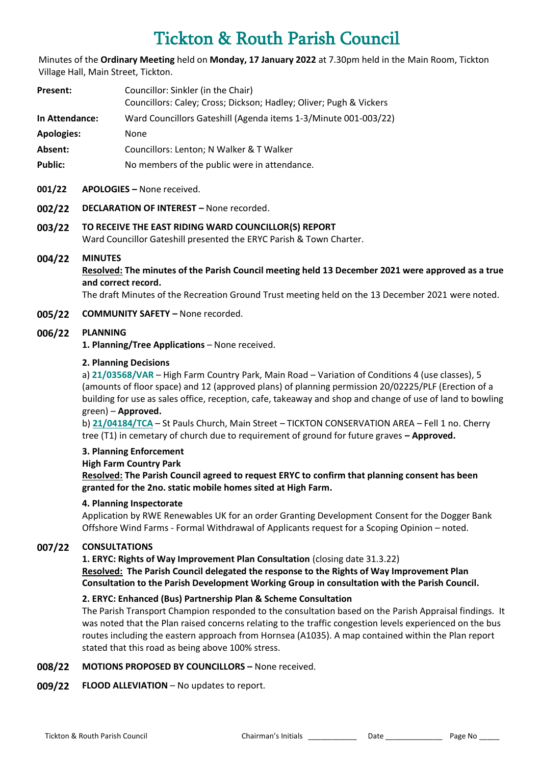# Tickton & Routh Parish Council

Minutes of the **Ordinary Meeting** held on **Monday, 17 January 2022** at 7.30pm held in the Main Room, Tickton Village Hall, Main Street, Tickton.

| | |
|---|---|
| **Present:** | Councillor: Sinkler (in the Chair)<br>Councillors: Caley; Cross; Dickson; Hadley; Oliver; Pugh & Vickers |
| **In Attendance:** | Ward Councillors Gateshill (Agenda items 1-3/Minute 001-003/22) |
| **Apologies:** | None |
| **Absent:** | Councillors: Lenton; N Walker & T Walker |
| **Public:** | No members of the public were in attendance. |

**001/22** **APOLOGIES –** None received.

**002/22** **DECLARATION OF INTEREST –** None recorded.

**003/22** **TO RECEIVE THE EAST RIDING WARD COUNCILLOR(S) REPORT**
Ward Councillor Gateshill presented the ERYC Parish & Town Charter.

**004/22** **MINUTES**
**Resolved: The minutes of the Parish Council meeting held 13 December 2021 were approved as a true and correct record.**
The draft Minutes of the Recreation Ground Trust meeting held on the 13 December 2021 were noted.

**005/22** **COMMUNITY SAFETY –** None recorded.

**006/22** **PLANNING**
**1. Planning/Tree Applications** – None received.

**2. Planning Decisions**
a) **21/03568/VAR** – High Farm Country Park, Main Road – Variation of Conditions 4 (use classes), 5 (amounts of floor space) and 12 (approved plans) of planning permission 20/02225/PLF (Erection of a building for use as sales office, reception, cafe, takeaway and shop and change of use of land to bowling green) – **Approved.**
b) **21/04184/TCA** – St Pauls Church, Main Street – TICKTON CONSERVATION AREA – Fell 1 no. Cherry tree (T1) in cemetary of church due to requirement of ground for future graves **– Approved.**

**3. Planning Enforcement**
**High Farm Country Park**
**Resolved: The Parish Council agreed to request ERYC to confirm that planning consent has been granted for the 2no. static mobile homes sited at High Farm.**

**4. Planning Inspectorate**
Application by RWE Renewables UK for an order Granting Development Consent for the Dogger Bank Offshore Wind Farms - Formal Withdrawal of Applicants request for a Scoping Opinion – noted.

**007/22** **CONSULTATIONS**
**1. ERYC: Rights of Way Improvement Plan Consultation** (closing date 31.3.22)
**Resolved: The Parish Council delegated the response to the Rights of Way Improvement Plan Consultation to the Parish Development Working Group in consultation with the Parish Council.**

**2. ERYC: Enhanced (Bus) Partnership Plan & Scheme Consultation**
The Parish Transport Champion responded to the consultation based on the Parish Appraisal findings. It was noted that the Plan raised concerns relating to the traffic congestion levels experienced on the bus routes including the eastern approach from Hornsea (A1035). A map contained within the Plan report stated that this road as being above 100% stress.

**008/22** **MOTIONS PROPOSED BY COUNCILLORS –** None received.

**009/22** **FLOOD ALLEVIATION** – No updates to report.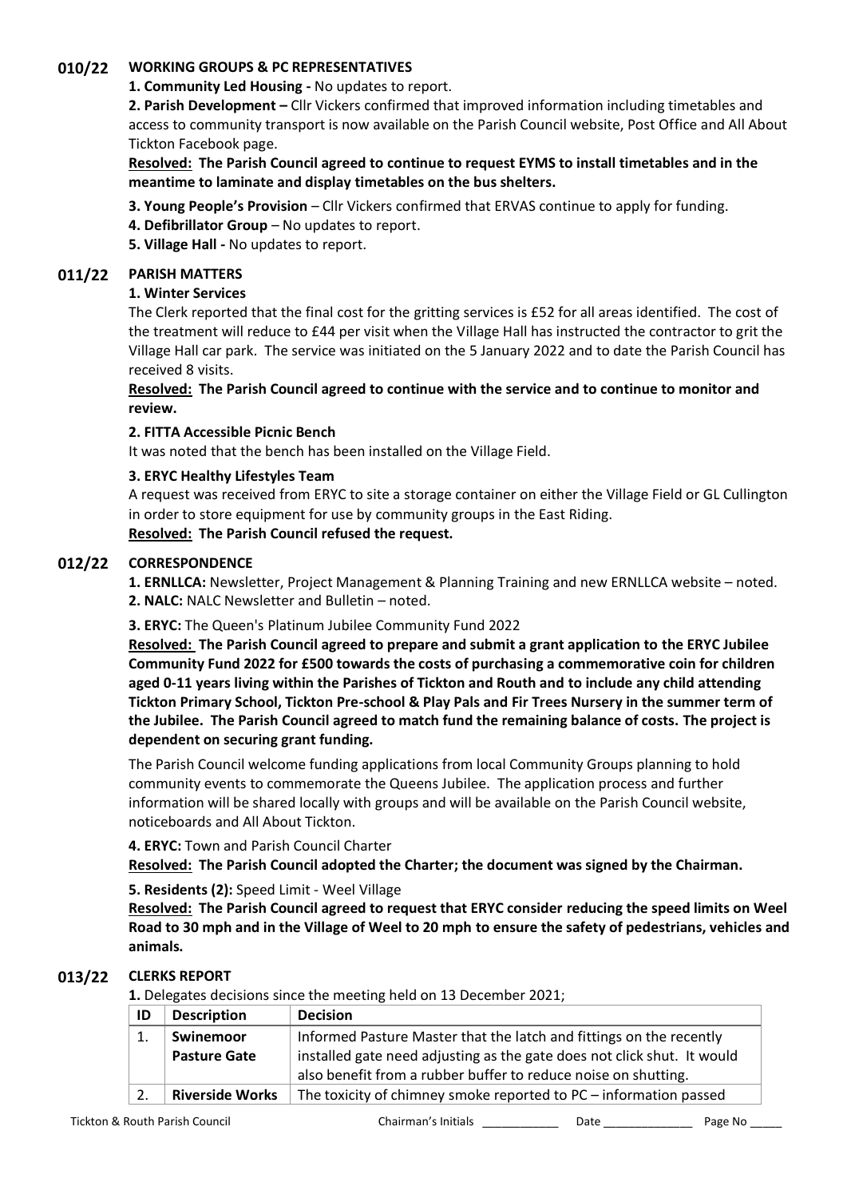## 010/22 WORKING GROUPS & PC REPRESENTATIVES

**1. Community Led Housing -** No updates to report.

**2. Parish Development –** Cllr Vickers confirmed that improved information including timetables and access to community transport is now available on the Parish Council website, Post Office and All About Tickton Facebook page.

**Resolved: The Parish Council agreed to continue to request EYMS to install timetables and in the meantime to laminate and display timetables on the bus shelters.**

**3. Young People's Provision** – Cllr Vickers confirmed that ERVAS continue to apply for funding.

**4. Defibrillator Group** – No updates to report.

**5. Village Hall -** No updates to report.

## 011/22 PARISH MATTERS

### 1. Winter Services

The Clerk reported that the final cost for the gritting services is £52 for all areas identified. The cost of the treatment will reduce to £44 per visit when the Village Hall has instructed the contractor to grit the Village Hall car park. The service was initiated on the 5 January 2022 and to date the Parish Council has received 8 visits.

**Resolved: The Parish Council agreed to continue with the service and to continue to monitor and review.**

### 2. FITTA Accessible Picnic Bench

It was noted that the bench has been installed on the Village Field.

### 3. ERYC Healthy Lifestyles Team

A request was received from ERYC to site a storage container on either the Village Field or GL Cullington in order to store equipment for use by community groups in the East Riding.

**Resolved: The Parish Council refused the request.**

## 012/22 CORRESPONDENCE

**1. ERNLLCA:** Newsletter, Project Management & Planning Training and new ERNLLCA website – noted.

**2. NALC:** NALC Newsletter and Bulletin – noted.

**3. ERYC:** The Queen's Platinum Jubilee Community Fund 2022

**Resolved: The Parish Council agreed to prepare and submit a grant application to the ERYC Jubilee Community Fund 2022 for £500 towards the costs of purchasing a commemorative coin for children aged 0-11 years living within the Parishes of Tickton and Routh and to include any child attending Tickton Primary School, Tickton Pre-school & Play Pals and Fir Trees Nursery in the summer term of the Jubilee. The Parish Council agreed to match fund the remaining balance of costs. The project is dependent on securing grant funding.**

The Parish Council welcome funding applications from local Community Groups planning to hold community events to commemorate the Queens Jubilee. The application process and further information will be shared locally with groups and will be available on the Parish Council website, noticeboards and All About Tickton.

**4. ERYC:** Town and Parish Council Charter

**Resolved: The Parish Council adopted the Charter; the document was signed by the Chairman.**

**5. Residents (2):** Speed Limit - Weel Village

**Resolved: The Parish Council agreed to request that ERYC consider reducing the speed limits on Weel Road to 30 mph and in the Village of Weel to 20 mph to ensure the safety of pedestrians, vehicles and animals.**

## 013/22 CLERKS REPORT

**1.** Delegates decisions since the meeting held on 13 December 2021;

| ID | Description | Decision |
|---|---|---|
| 1. | **Swinemoor Pasture Gate** | Informed Pasture Master that the latch and fittings on the recently installed gate need adjusting as the gate does not click shut. It would also benefit from a rubber buffer to reduce noise on shutting. |
| 2. | **Riverside Works** | The toxicity of chimney smoke reported to PC – information passed |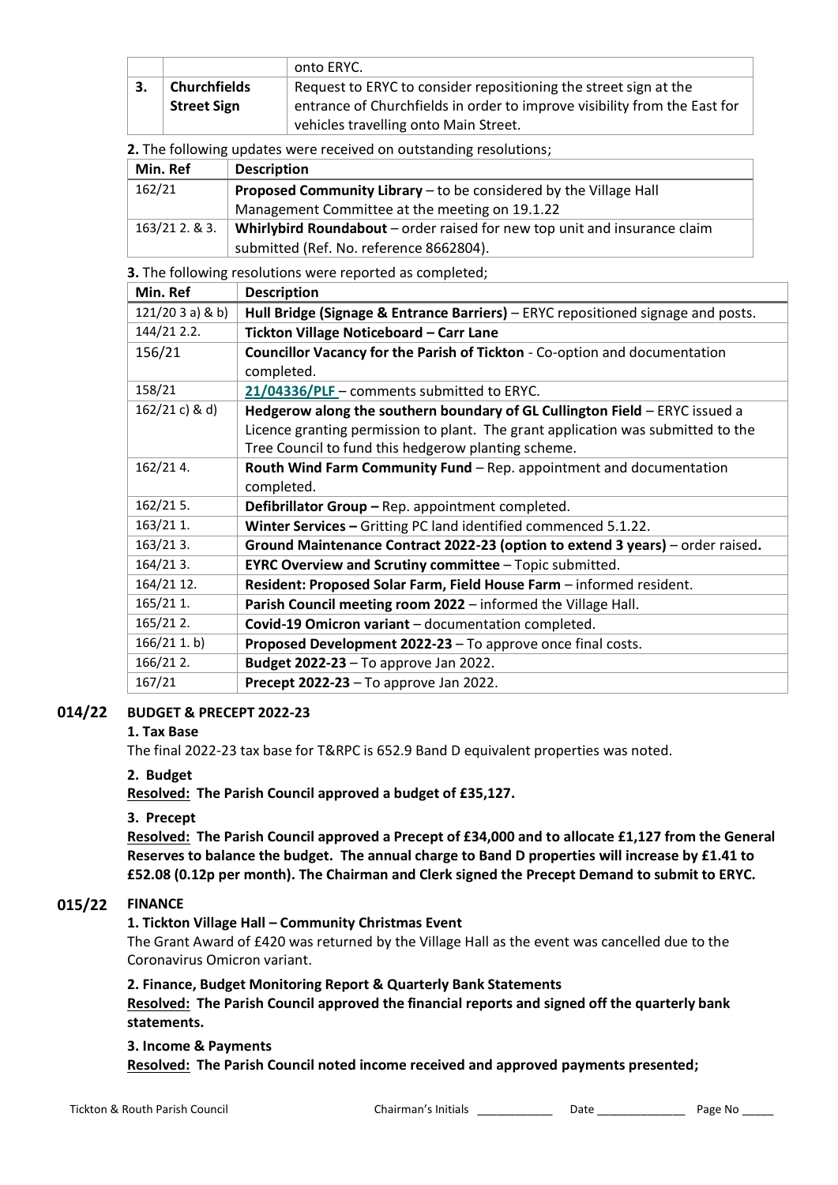| | | onto ERYC. |
|---|---|---|
| 3. | **Churchfields Street Sign** | Request to ERYC to consider repositioning the street sign at the entrance of Churchfields in order to improve visibility from the East for vehicles travelling onto Main Street. |

**2.** The following updates were received on outstanding resolutions;

| Min. Ref | Description |
|---|---|
| 162/21 | **Proposed Community Library** – to be considered by the Village Hall Management Committee at the meeting on 19.1.22 |
| 163/21 2. & 3. | **Whirlybird Roundabout** – order raised for new top unit and insurance claim submitted (Ref. No. reference 8662804). |

**3.** The following resolutions were reported as completed;

| Min. Ref | Description |
|---|---|
| 121/20 3 a) & b) | **Hull Bridge (Signage & Entrance Barriers)** – ERYC repositioned signage and posts. |
| 144/21 2.2. | **Tickton Village Noticeboard – Carr Lane** |
| 156/21 | **Councillor Vacancy for the Parish of Tickton** - Co-option and documentation completed. |
| 158/21 | **21/04336/PLF** – comments submitted to ERYC. |
| 162/21 c) & d) | **Hedgerow along the southern boundary of GL Cullington Field** – ERYC issued a Licence granting permission to plant. The grant application was submitted to the Tree Council to fund this hedgerow planting scheme. |
| 162/21 4. | **Routh Wind Farm Community Fund** – Rep. appointment and documentation completed. |
| 162/21 5. | **Defibrillator Group –** Rep. appointment completed. |
| 163/21 1. | **Winter Services –** Gritting PC land identified commenced 5.1.22. |
| 163/21 3. | **Ground Maintenance Contract 2022-23 (option to extend 3 years)** – order raised**.** |
| 164/21 3. | **EYRC Overview and Scrutiny committee** – Topic submitted. |
| 164/21 12. | **Resident: Proposed Solar Farm, Field House Farm** – informed resident. |
| 165/21 1. | **Parish Council meeting room 2022** – informed the Village Hall. |
| 165/21 2. | **Covid-19 Omicron variant** – documentation completed. |
| 166/21 1. b) | **Proposed Development 2022-23** – To approve once final costs. |
| 166/21 2. | **Budget 2022-23** – To approve Jan 2022. |
| 167/21 | **Precept 2022-23** – To approve Jan 2022. |

## 014/22 BUDGET & PRECEPT 2022-23

**1. Tax Base**

The final 2022-23 tax base for T&RPC is 652.9 Band D equivalent properties was noted.

**2. Budget**

**Resolved: The Parish Council approved a budget of £35,127.**

**3. Precept**

**Resolved: The Parish Council approved a Precept of £34,000 and to allocate £1,127 from the General Reserves to balance the budget. The annual charge to Band D properties will increase by £1.41 to £52.08 (0.12p per month). The Chairman and Clerk signed the Precept Demand to submit to ERYC.**

## 015/22 FINANCE

**1. Tickton Village Hall – Community Christmas Event**

The Grant Award of £420 was returned by the Village Hall as the event was cancelled due to the Coronavirus Omicron variant.

**2. Finance, Budget Monitoring Report & Quarterly Bank Statements**

**Resolved: The Parish Council approved the financial reports and signed off the quarterly bank statements.**

**3. Income & Payments**

**Resolved: The Parish Council noted income received and approved payments presented;**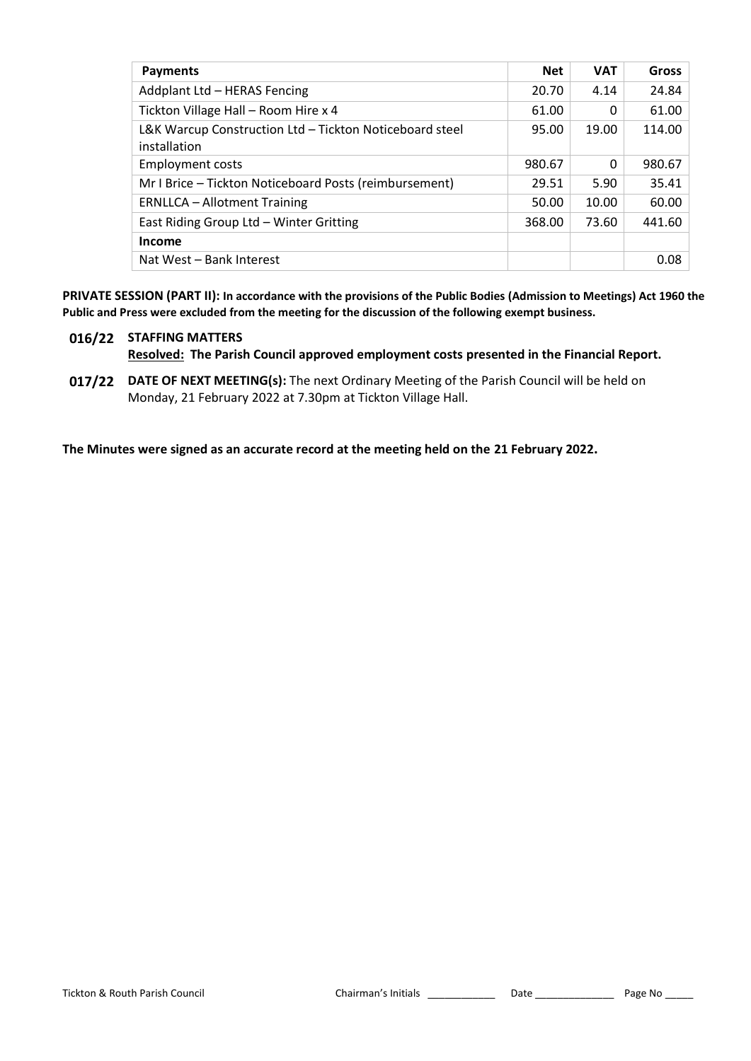| Payments | Net | VAT | Gross |
|---|---|---|---|
| Addplant Ltd – HERAS Fencing | 20.70 | 4.14 | 24.84 |
| Tickton Village Hall – Room Hire x 4 | 61.00 | 0 | 61.00 |
| L&K Warcup Construction Ltd – Tickton Noticeboard steel installation | 95.00 | 19.00 | 114.00 |
| Employment costs | 980.67 | 0 | 980.67 |
| Mr I Brice – Tickton Noticeboard Posts (reimbursement) | 29.51 | 5.90 | 35.41 |
| ERNLLCA – Allotment Training | 50.00 | 10.00 | 60.00 |
| East Riding Group Ltd – Winter Gritting | 368.00 | 73.60 | 441.60 |
| **Income** | | | |
| Nat West – Bank Interest | | | 0.08 |

**PRIVATE SESSION (PART II): In accordance with the provisions of the Public Bodies (Admission to Meetings) Act 1960 the Public and Press were excluded from the meeting for the discussion of the following exempt business.**

**016/22 STAFFING MATTERS**
**Resolved: The Parish Council approved employment costs presented in the Financial Report.**

**017/22 DATE OF NEXT MEETING(s):** The next Ordinary Meeting of the Parish Council will be held on Monday, 21 February 2022 at 7.30pm at Tickton Village Hall.

**The Minutes were signed as an accurate record at the meeting held on the 21 February 2022.**

Chairman's Initials ____________ Date ______________ Page No _____